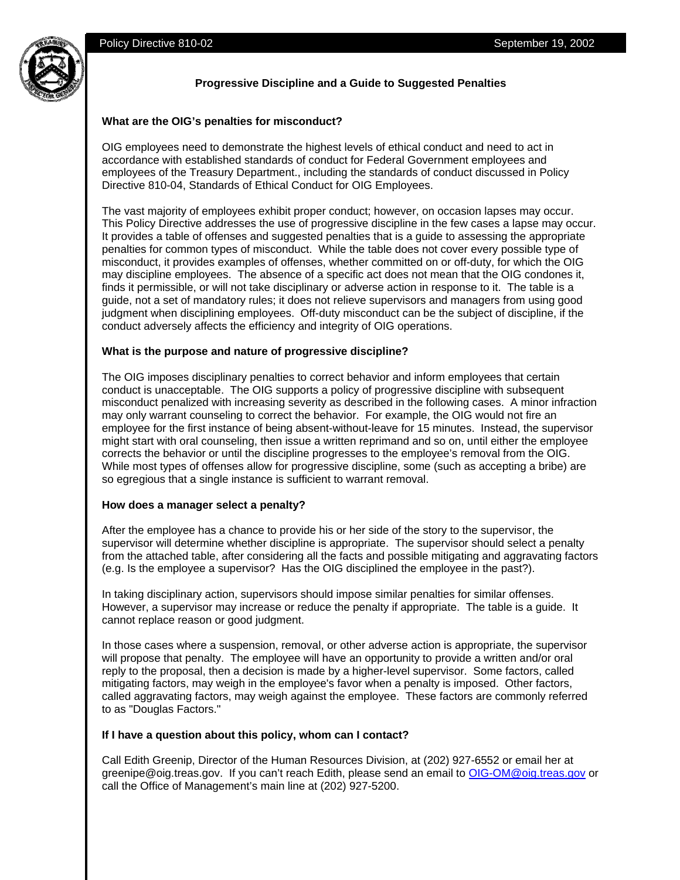Policy Directive 810-02 September 19, 2002

## Progressive Discipline and a Guide to Suggested Penalties

### What are the OIG's penalties for misconduct?

OIG employees need to demonstrate the highest levels of ethical conduct and need to act in accordance with established standards of conduct for Federal Government employees and employees of the Treasury Department., including the standards of conduct discussed in Policy Directive 810-04, Standards of Ethical Conduct for OIG Employees.

The vast majority of employees exhibit proper conduct; however, on occasion lapses may occur. This Policy Directive addresses the use of progressive discipline in the few cases a lapse may occur. It provides a table of offenses and suggested penalties that is a guide to assessing the appropriate penalties for common types of misconduct. While the table does not cover every possible type of misconduct, it provides examples of offenses, whether committed on or off-duty, for which the OIG may discipline employees. The absence of a specific act does not mean that the OIG condones it, finds it permissible, or will not take disciplinary or adverse action in response to it. The table is a guide, not a set of mandatory rules; it does not relieve supervisors and managers from using good judgment when disciplining employees. Off-duty misconduct can be the subject of discipline, if the conduct adversely affects the efficiency and integrity of OIG operations.

### What is the purpose and nature of progressive discipline?

The OIG imposes disciplinary penalties to correct behavior and inform employees that certain conduct is unacceptable. The OIG supports a policy of progressive discipline with subsequent misconduct penalized with increasing severity as described in the following cases. A minor infraction may only warrant counseling to correct the behavior. For example, the OIG would not fire an employee for the first instance of being absent-without-leave for 15 minutes. Instead, the supervisor might start with oral counseling, then issue a written reprimand and so on, until either the employee corrects the behavior or until the discipline progresses to the employee's removal from the OIG. While most types of offenses allow for progressive discipline, some (such as accepting a bribe) are so egregious that a single instance is sufficient to warrant removal.

### How does a manager select a penalty?

After the employee has a chance to provide his or her side of the story to the supervisor, the supervisor will determine whether discipline is appropriate. The supervisor should select a penalty from the attached table, after considering all the facts and possible mitigating and aggravating factors (e.g. Is the employee a supervisor? Has the OIG disciplined the employee in the past?).

In taking disciplinary action, supervisors should impose similar penalties for similar offenses. However, a supervisor may increase or reduce the penalty if appropriate. The table is a guide. It cannot replace reason or good judgment.

In those cases where a suspension, removal, or other adverse action is appropriate, the supervisor will propose that penalty. The employee will have an opportunity to provide a written and/or oral reply to the proposal, then a decision is made by a higher-level supervisor. Some factors, called mitigating factors, may weigh in the employee's favor when a penalty is imposed. Other factors, called aggravating factors, may weigh against the employee. These factors are commonly referred to as "Douglas Factors."

### If I have a question about this policy, whom can I contact?

Call Edith Greenip, Director of the Human Resources Division, at (202) 927-6552 or email her at greenipe@oig.treas.gov. If you can't reach Edith, please send an email to OIG-OM@oig.treas.gov or call the Office of Management's main line at (202) 927-5200.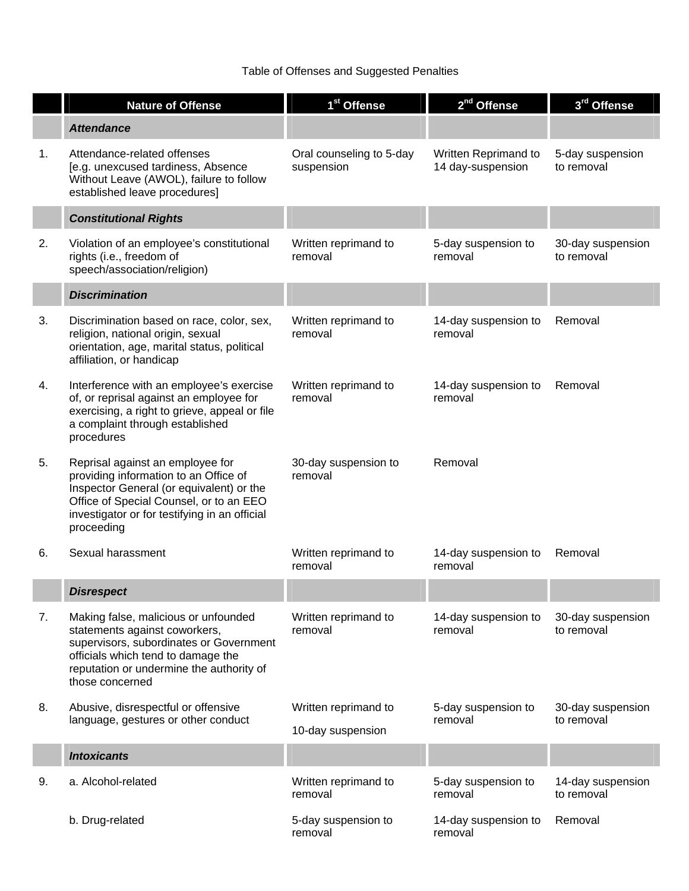Table of Offenses and Suggested Penalties

| | Nature of Offense | 1st Offense | 2nd Offense | 3rd Offense |
|---|---|---|---|---|
| | ***Attendance*** | | | |
| 1. | Attendance-related offenses [e.g. unexcused tardiness, Absence Without Leave (AWOL), failure to follow established leave procedures] | Oral counseling to 5-day suspension | Written Reprimand to 14 day-suspension | 5-day suspension to removal |
| | ***Constitutional Rights*** | | | |
| 2. | Violation of an employee's constitutional rights (i.e., freedom of speech/association/religion) | Written reprimand to removal | 5-day suspension to removal | 30-day suspension to removal |
| | ***Discrimination*** | | | |
| 3. | Discrimination based on race, color, sex, religion, national origin, sexual orientation, age, marital status, political affiliation, or handicap | Written reprimand to removal | 14-day suspension to removal | Removal |
| 4. | Interference with an employee's exercise of, or reprisal against an employee for exercising, a right to grieve, appeal or file a complaint through established procedures | Written reprimand to removal | 14-day suspension to removal | Removal |
| 5. | Reprisal against an employee for providing information to an Office of Inspector General (or equivalent) or the Office of Special Counsel, or to an EEO investigator or for testifying in an official proceeding | 30-day suspension to removal | Removal | |
| 6. | Sexual harassment | Written reprimand to removal | 14-day suspension to removal | Removal |
| | ***Disrespect*** | | | |
| 7. | Making false, malicious or unfounded statements against coworkers, supervisors, subordinates or Government officials which tend to damage the reputation or undermine the authority of those concerned | Written reprimand to removal | 14-day suspension to removal | 30-day suspension to removal |
| 8. | Abusive, disrespectful or offensive language, gestures or other conduct | Written reprimand to 10-day suspension | 5-day suspension to removal | 30-day suspension to removal |
| | ***Intoxicants*** | | | |
| 9. | a. Alcohol-related | Written reprimand to removal | 5-day suspension to removal | 14-day suspension to removal |
| | b. Drug-related | 5-day suspension to removal | 14-day suspension to removal | Removal |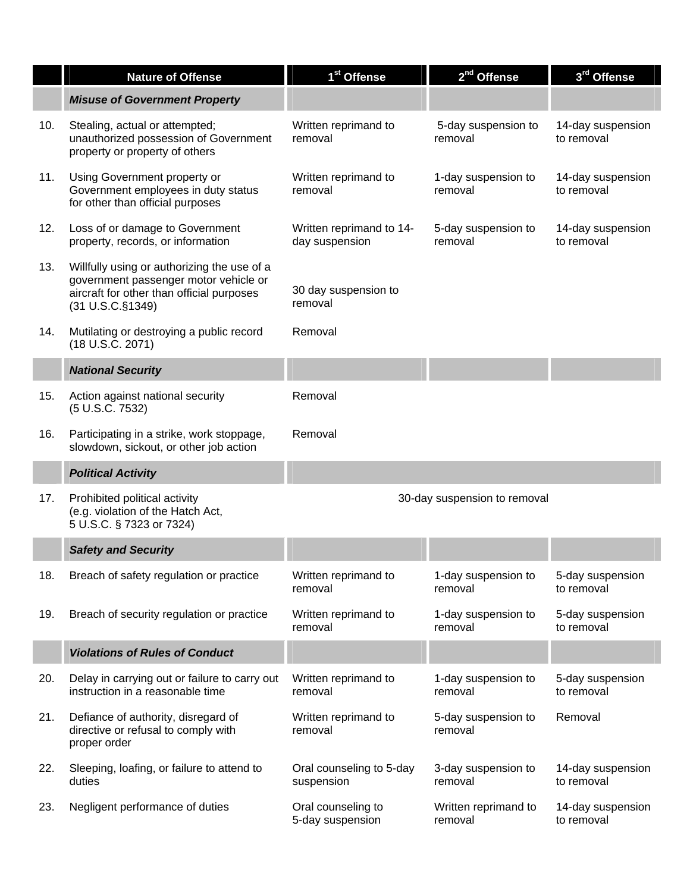| | Nature of Offense | 1st Offense | 2nd Offense | 3rd Offense |
|---|---|---|---|---|
| | ***Misuse of Government Property*** | | | |
| 10. | Stealing, actual or attempted; unauthorized possession of Government property or property of others | Written reprimand to removal | 5-day suspension to removal | 14-day suspension to removal |
| 11. | Using Government property or Government employees in duty status for other than official purposes | Written reprimand to removal | 1-day suspension to removal | 14-day suspension to removal |
| 12. | Loss of or damage to Government property, records, or information | Written reprimand to 14-day suspension | 5-day suspension to removal | 14-day suspension to removal |
| 13. | Willfully using or authorizing the use of a government passenger motor vehicle or aircraft for other than official purposes (31 U.S.C.§1349) | 30 day suspension to removal | | |
| 14. | Mutilating or destroying a public record (18 U.S.C. 2071) | Removal | | |
| | ***National Security*** | | | |
| 15. | Action against national security (5 U.S.C. 7532) | Removal | | |
| 16. | Participating in a strike, work stoppage, slowdown, sickout, or other job action | Removal | | |
| | ***Political Activity*** | | | |
| 17. | Prohibited political activity (e.g. violation of the Hatch Act, 5 U.S.C. § 7323 or 7324) | 30-day suspension to removal | | |
| | ***Safety and Security*** | | | |
| 18. | Breach of safety regulation or practice | Written reprimand to removal | 1-day suspension to removal | 5-day suspension to removal |
| 19. | Breach of security regulation or practice | Written reprimand to removal | 1-day suspension to removal | 5-day suspension to removal |
| | ***Violations of Rules of Conduct*** | | | |
| 20. | Delay in carrying out or failure to carry out instruction in a reasonable time | Written reprimand to removal | 1-day suspension to removal | 5-day suspension to removal |
| 21. | Defiance of authority, disregard of directive or refusal to comply with proper order | Written reprimand to removal | 5-day suspension to removal | Removal |
| 22. | Sleeping, loafing, or failure to attend to duties | Oral counseling to 5-day suspension | 3-day suspension to removal | 14-day suspension to removal |
| 23. | Negligent performance of duties | Oral counseling to 5-day suspension | Written reprimand to removal | 14-day suspension to removal |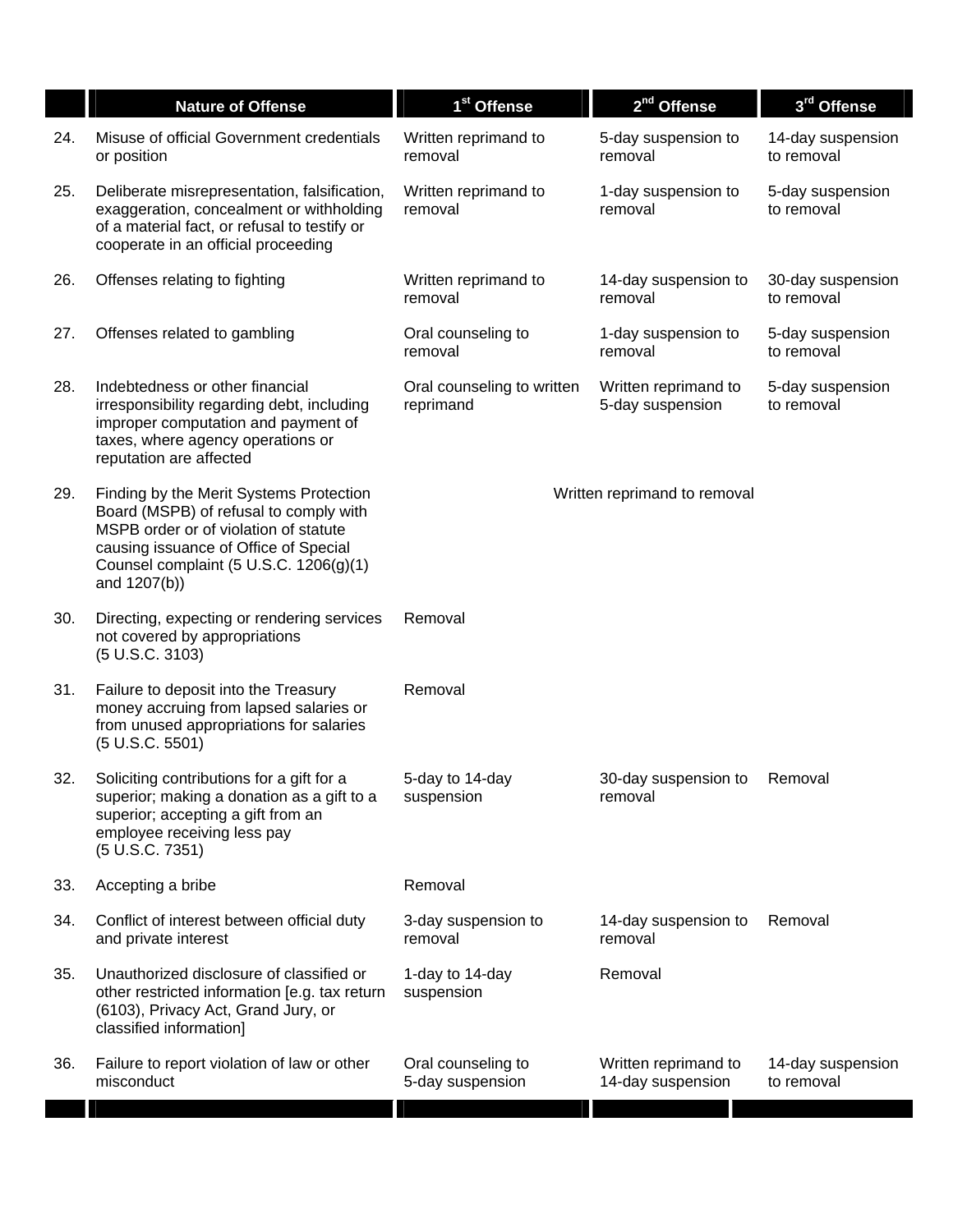| | Nature of Offense | 1st Offense | 2nd Offense | 3rd Offense |
|---|---|---|---|---|
| 24. | Misuse of official Government credentials or position | Written reprimand to removal | 5-day suspension to removal | 14-day suspension to removal |
| 25. | Deliberate misrepresentation, falsification, exaggeration, concealment or withholding of a material fact, or refusal to testify or cooperate in an official proceeding | Written reprimand to removal | 1-day suspension to removal | 5-day suspension to removal |
| 26. | Offenses relating to fighting | Written reprimand to removal | 14-day suspension to removal | 30-day suspension to removal |
| 27. | Offenses related to gambling | Oral counseling to removal | 1-day suspension to removal | 5-day suspension to removal |
| 28. | Indebtedness or other financial irresponsibility regarding debt, including improper computation and payment of taxes, where agency operations or reputation are affected | Oral counseling to written reprimand | Written reprimand to 5-day suspension | 5-day suspension to removal |
| 29. | Finding by the Merit Systems Protection Board (MSPB) of refusal to comply with MSPB order or of violation of statute causing issuance of Office of Special Counsel complaint (5 U.S.C. 1206(g)(1) and 1207(b)) | Written reprimand to removal | | |
| 30. | Directing, expecting or rendering services not covered by appropriations (5 U.S.C. 3103) | Removal | | |
| 31. | Failure to deposit into the Treasury money accruing from lapsed salaries or from unused appropriations for salaries (5 U.S.C. 5501) | Removal | | |
| 32. | Soliciting contributions for a gift for a superior; making a donation as a gift to a superior; accepting a gift from an employee receiving less pay (5 U.S.C. 7351) | 5-day to 14-day suspension | 30-day suspension to removal | Removal |
| 33. | Accepting a bribe | Removal | | |
| 34. | Conflict of interest between official duty and private interest | 3-day suspension to removal | 14-day suspension to removal | Removal |
| 35. | Unauthorized disclosure of classified or other restricted information [e.g. tax return (6103), Privacy Act, Grand Jury, or classified information] | 1-day to 14-day suspension | Removal | |
| 36. | Failure to report violation of law or other misconduct | Oral counseling to 5-day suspension | Written reprimand to 14-day suspension | 14-day suspension to removal |